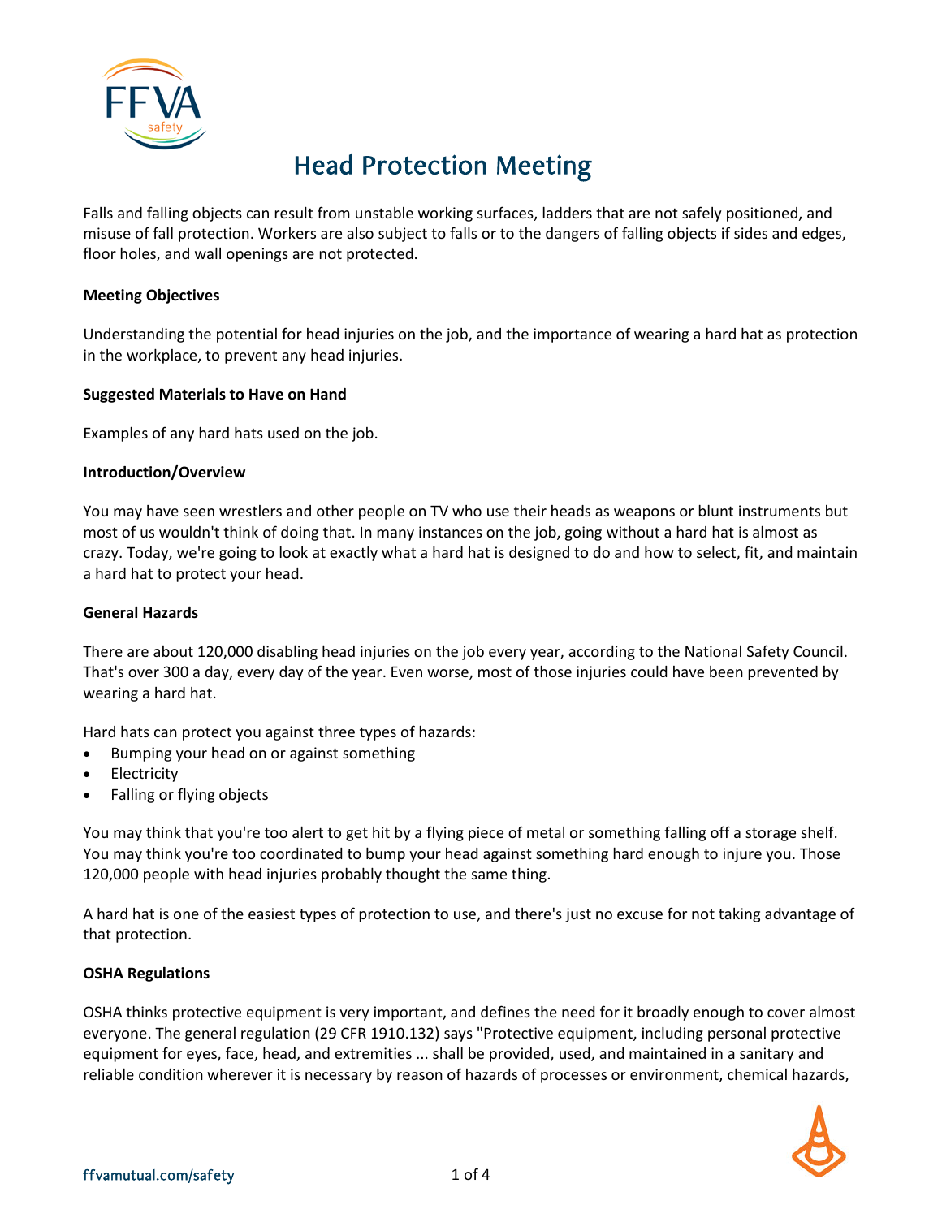# Head Protection Meeting

Falls and falling objects can result from unstable working surfaces, ladders that are not safely positioned, and misuse of fall protection. Workers are also subject to falls or to the dangers of falling objects if sides and edges, floor holes, and wall openings are not protected.

**Meeting Objectives**

Understanding the potential for head injuries on the job, and the importance of wearing a hard hat as protection in the workplace, to prevent any head injuries.

**Suggested Materials to Have on Hand**

Examples of any hard hats used on the job.

**Introduction/Overview**

You may have seen wrestlers and other people on TV who use their heads as weapons or blunt instruments but most of us wouldn't think of doing that. In many instances on the job, going without a hard hat is almost as crazy. Today, we're going to look at exactly what a hard hat is designed to do and how to select, fit, and maintain a hard hat to protect your head.

**General Hazards**

There are about 120,000 disabling head injuries on the job every year, according to the National Safety Council. That's over 300 a day, every day of the year. Even worse, most of those injuries could have been prevented by wearing a hard hat.

Hard hats can protect you against three types of hazards:

- Bumping your head on or against something
- Electricity
- Falling or flying objects

You may think that you're too alert to get hit by a flying piece of metal or something falling off a storage shelf. You may think you're too coordinated to bump your head against something hard enough to injure you. Those 120,000 people with head injuries probably thought the same thing.

A hard hat is one of the easiest types of protection to use, and there's just no excuse for not taking advantage of that protection.

**OSHA Regulations**

OSHA thinks protective equipment is very important, and defines the need for it broadly enough to cover almost everyone. The general regulation (29 CFR 1910.132) says "Protective equipment, including personal protective equipment for eyes, face, head, and extremities ... shall be provided, used, and maintained in a sanitary and reliable condition wherever it is necessary by reason of hazards of processes or environment, chemical hazards,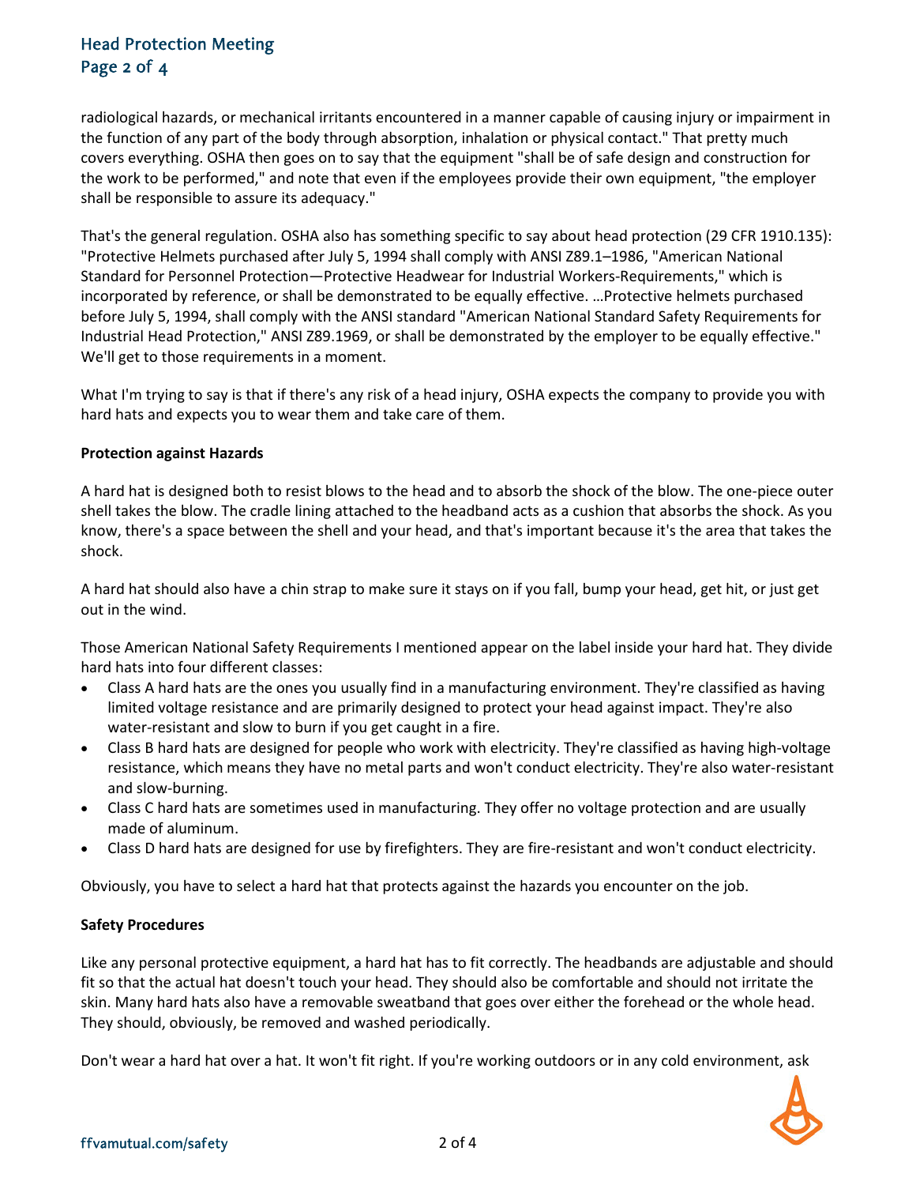radiological hazards, or mechanical irritants encountered in a manner capable of causing injury or impairment in the function of any part of the body through absorption, inhalation or physical contact." That pretty much covers everything. OSHA then goes on to say that the equipment "shall be of safe design and construction for the work to be performed," and note that even if the employees provide their own equipment, "the employer shall be responsible to assure its adequacy."

That's the general regulation. OSHA also has something specific to say about head protection (29 CFR 1910.135): "Protective Helmets purchased after July 5, 1994 shall comply with ANSI Z89.1–1986, "American National Standard for Personnel Protection—Protective Headwear for Industrial Workers-Requirements," which is incorporated by reference, or shall be demonstrated to be equally effective. …Protective helmets purchased before July 5, 1994, shall comply with the ANSI standard "American National Standard Safety Requirements for Industrial Head Protection," ANSI Z89.1969, or shall be demonstrated by the employer to be equally effective." We'll get to those requirements in a moment.

What I'm trying to say is that if there's any risk of a head injury, OSHA expects the company to provide you with hard hats and expects you to wear them and take care of them.

**Protection against Hazards**

A hard hat is designed both to resist blows to the head and to absorb the shock of the blow. The one-piece outer shell takes the blow. The cradle lining attached to the headband acts as a cushion that absorbs the shock. As you know, there's a space between the shell and your head, and that's important because it's the area that takes the shock.

A hard hat should also have a chin strap to make sure it stays on if you fall, bump your head, get hit, or just get out in the wind.

Those American National Safety Requirements I mentioned appear on the label inside your hard hat. They divide hard hats into four different classes:

- Class A hard hats are the ones you usually find in a manufacturing environment. They're classified as having limited voltage resistance and are primarily designed to protect your head against impact. They're also water-resistant and slow to burn if you get caught in a fire.
- Class B hard hats are designed for people who work with electricity. They're classified as having high-voltage resistance, which means they have no metal parts and won't conduct electricity. They're also water-resistant and slow-burning.
- Class C hard hats are sometimes used in manufacturing. They offer no voltage protection and are usually made of aluminum.
- Class D hard hats are designed for use by firefighters. They are fire-resistant and won't conduct electricity.

Obviously, you have to select a hard hat that protects against the hazards you encounter on the job.

**Safety Procedures**

Like any personal protective equipment, a hard hat has to fit correctly. The headbands are adjustable and should fit so that the actual hat doesn't touch your head. They should also be comfortable and should not irritate the skin. Many hard hats also have a removable sweatband that goes over either the forehead or the whole head. They should, obviously, be removed and washed periodically.

Don't wear a hard hat over a hat. It won't fit right. If you're working outdoors or in any cold environment, ask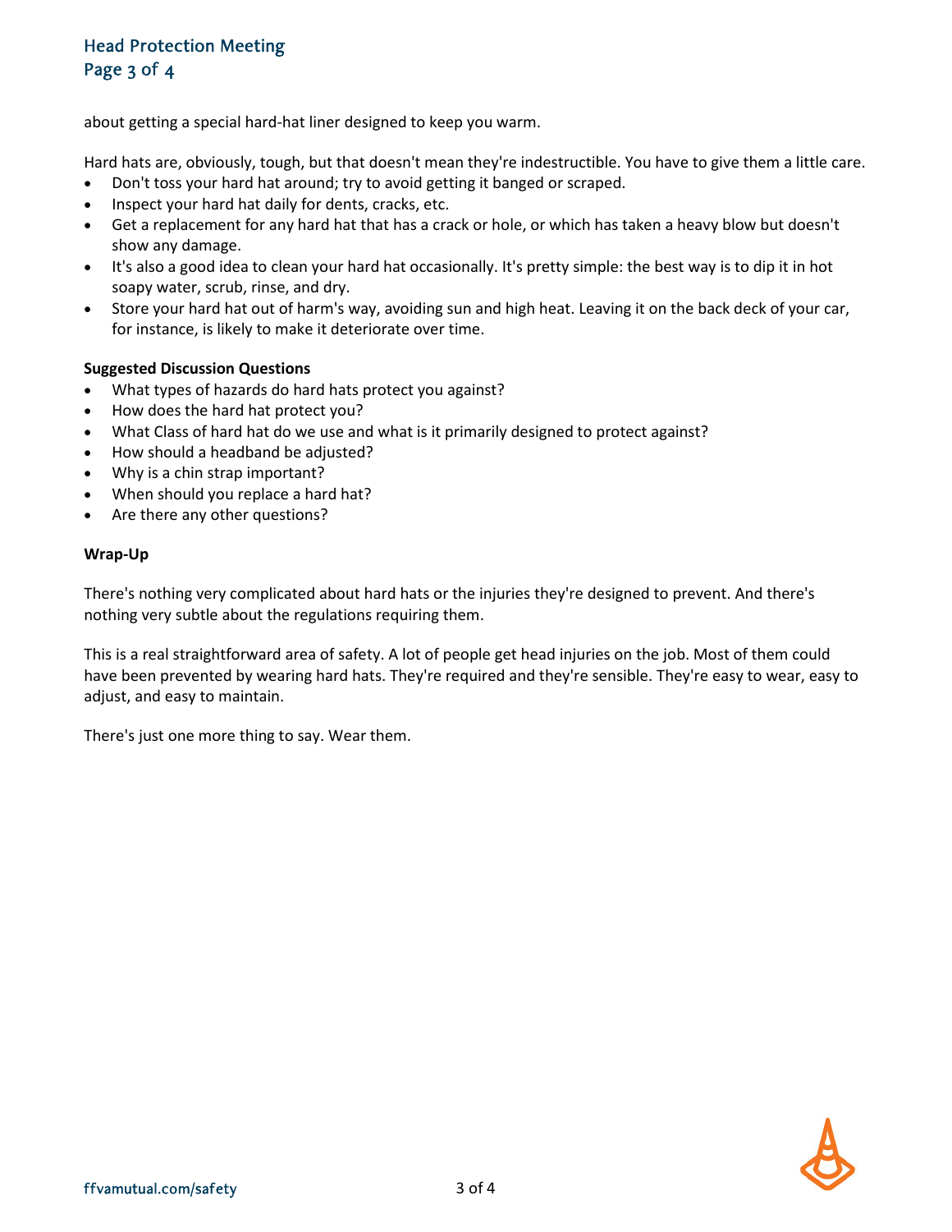about getting a special hard-hat liner designed to keep you warm.

Hard hats are, obviously, tough, but that doesn't mean they're indestructible. You have to give them a little care.

- Don't toss your hard hat around; try to avoid getting it banged or scraped.
- Inspect your hard hat daily for dents, cracks, etc.
- Get a replacement for any hard hat that has a crack or hole, or which has taken a heavy blow but doesn't show any damage.
- It's also a good idea to clean your hard hat occasionally. It's pretty simple: the best way is to dip it in hot soapy water, scrub, rinse, and dry.
- Store your hard hat out of harm's way, avoiding sun and high heat. Leaving it on the back deck of your car, for instance, is likely to make it deteriorate over time.

**Suggested Discussion Questions**

- What types of hazards do hard hats protect you against?
- How does the hard hat protect you?
- What Class of hard hat do we use and what is it primarily designed to protect against?
- How should a headband be adjusted?
- Why is a chin strap important?
- When should you replace a hard hat?
- Are there any other questions?

**Wrap-Up**

There's nothing very complicated about hard hats or the injuries they're designed to prevent. And there's nothing very subtle about the regulations requiring them.

This is a real straightforward area of safety. A lot of people get head injuries on the job. Most of them could have been prevented by wearing hard hats. They're required and they're sensible. They're easy to wear, easy to adjust, and easy to maintain.

There's just one more thing to say. Wear them.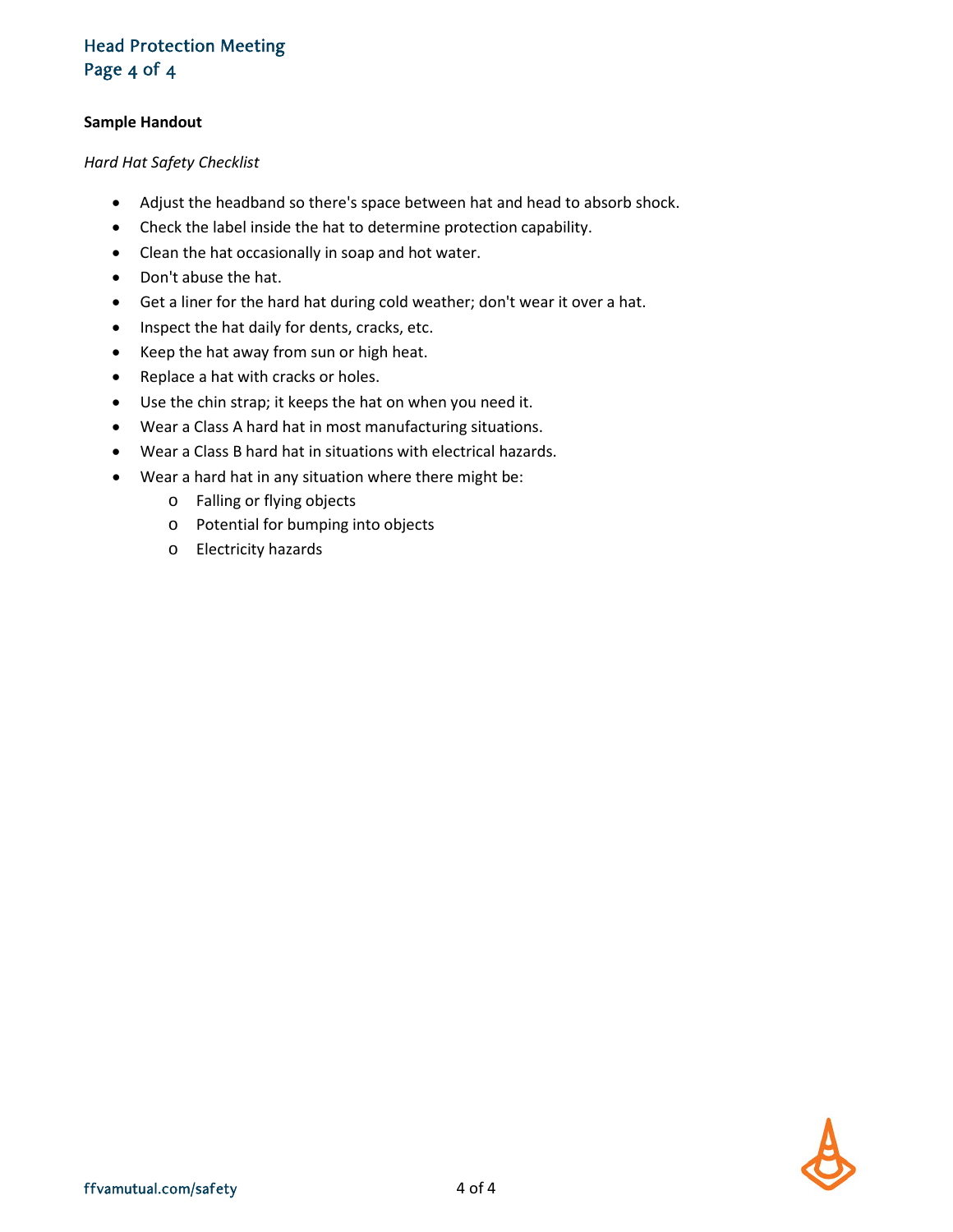**Sample Handout**

*Hard Hat Safety Checklist*

- Adjust the headband so there's space between hat and head to absorb shock.
- Check the label inside the hat to determine protection capability.
- Clean the hat occasionally in soap and hot water.
- Don't abuse the hat.
- Get a liner for the hard hat during cold weather; don't wear it over a hat.
- Inspect the hat daily for dents, cracks, etc.
- Keep the hat away from sun or high heat.
- Replace a hat with cracks or holes.
- Use the chin strap; it keeps the hat on when you need it.
- Wear a Class A hard hat in most manufacturing situations.
- Wear a Class B hard hat in situations with electrical hazards.
- Wear a hard hat in any situation where there might be:
  - Falling or flying objects
  - Potential for bumping into objects
  - Electricity hazards